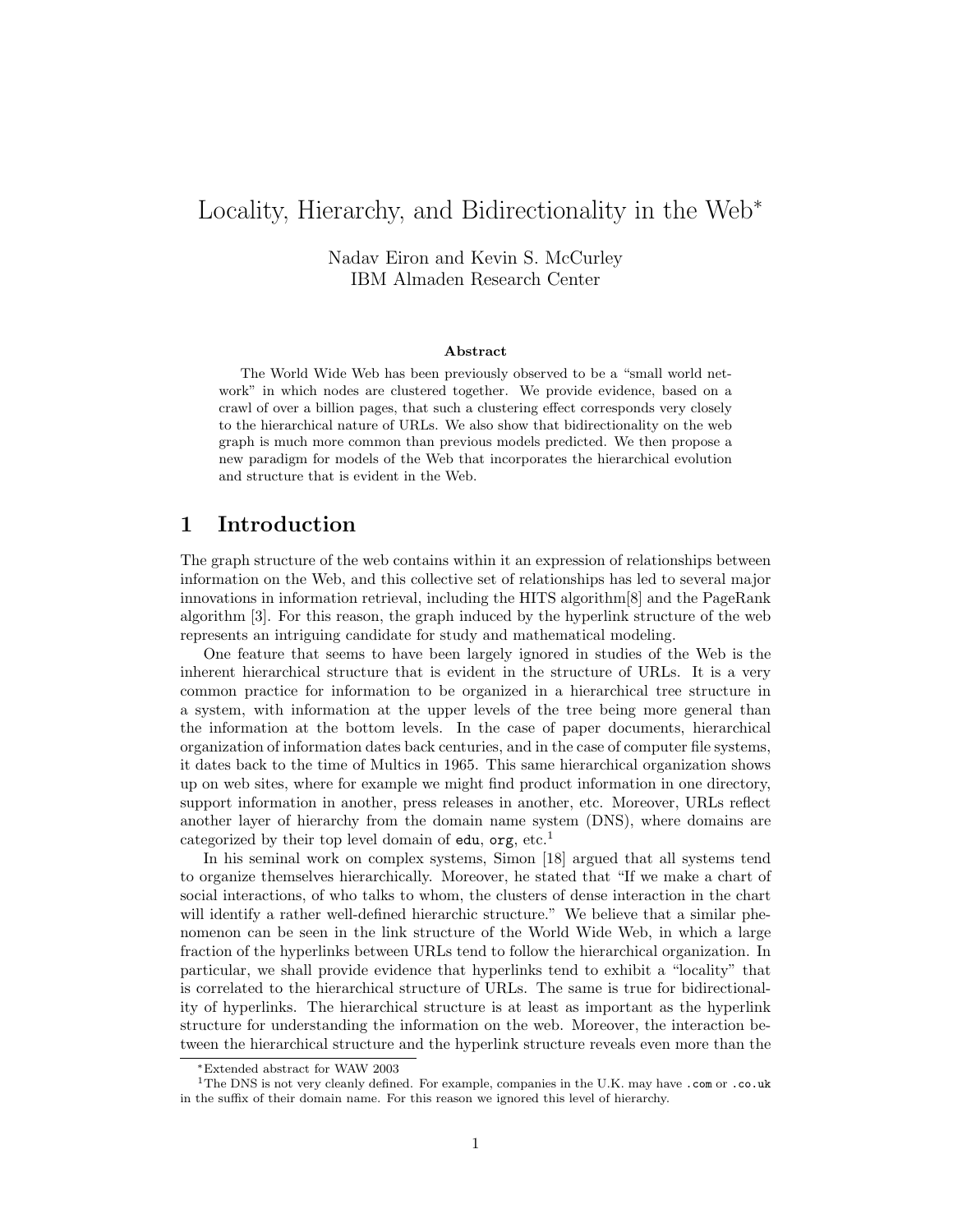# Locality, Hierarchy, and Bidirectionality in the Web*

Nadav Eiron and Kevin S. McCurley
IBM Almaden Research Center

**Abstract**

The World Wide Web has been previously observed to be a "small world network" in which nodes are clustered together. We provide evidence, based on a crawl of over a billion pages, that such a clustering effect corresponds very closely to the hierarchical nature of URLs. We also show that bidirectionality on the web graph is much more common than previous models predicted. We then propose a new paradigm for models of the Web that incorporates the hierarchical evolution and structure that is evident in the Web.

## 1 Introduction

The graph structure of the web contains within it an expression of relationships between information on the Web, and this collective set of relationships has led to several major innovations in information retrieval, including the HITS algorithm[8] and the PageRank algorithm [3]. For this reason, the graph induced by the hyperlink structure of the web represents an intriguing candidate for study and mathematical modeling.

One feature that seems to have been largely ignored in studies of the Web is the inherent hierarchical structure that is evident in the structure of URLs. It is a very common practice for information to be organized in a hierarchical tree structure in a system, with information at the upper levels of the tree being more general than the information at the bottom levels. In the case of paper documents, hierarchical organization of information dates back centuries, and in the case of computer file systems, it dates back to the time of Multics in 1965. This same hierarchical organization shows up on web sites, where for example we might find product information in one directory, support information in another, press releases in another, etc. Moreover, URLs reflect another layer of hierarchy from the domain name system (DNS), where domains are categorized by their top level domain of `edu`, `org`, etc.[1]

In his seminal work on complex systems, Simon [18] argued that all systems tend to organize themselves hierarchically. Moreover, he stated that "If we make a chart of social interactions, of who talks to whom, the clusters of dense interaction in the chart will identify a rather well-defined hierarchic structure." We believe that a similar phenomenon can be seen in the link structure of the World Wide Web, in which a large fraction of the hyperlinks between URLs tend to follow the hierarchical organization. In particular, we shall provide evidence that hyperlinks tend to exhibit a "locality" that is correlated to the hierarchical structure of URLs. The same is true for bidirectionality of hyperlinks. The hierarchical structure is at least as important as the hyperlink structure for understanding the information on the web. Moreover, the interaction between the hierarchical structure and the hyperlink structure reveals even more than the

---

*Extended abstract for WAW 2003

[1] The DNS is not very cleanly defined. For example, companies in the U.K. may have `.com` or `.co.uk` in the suffix of their domain name. For this reason we ignored this level of hierarchy.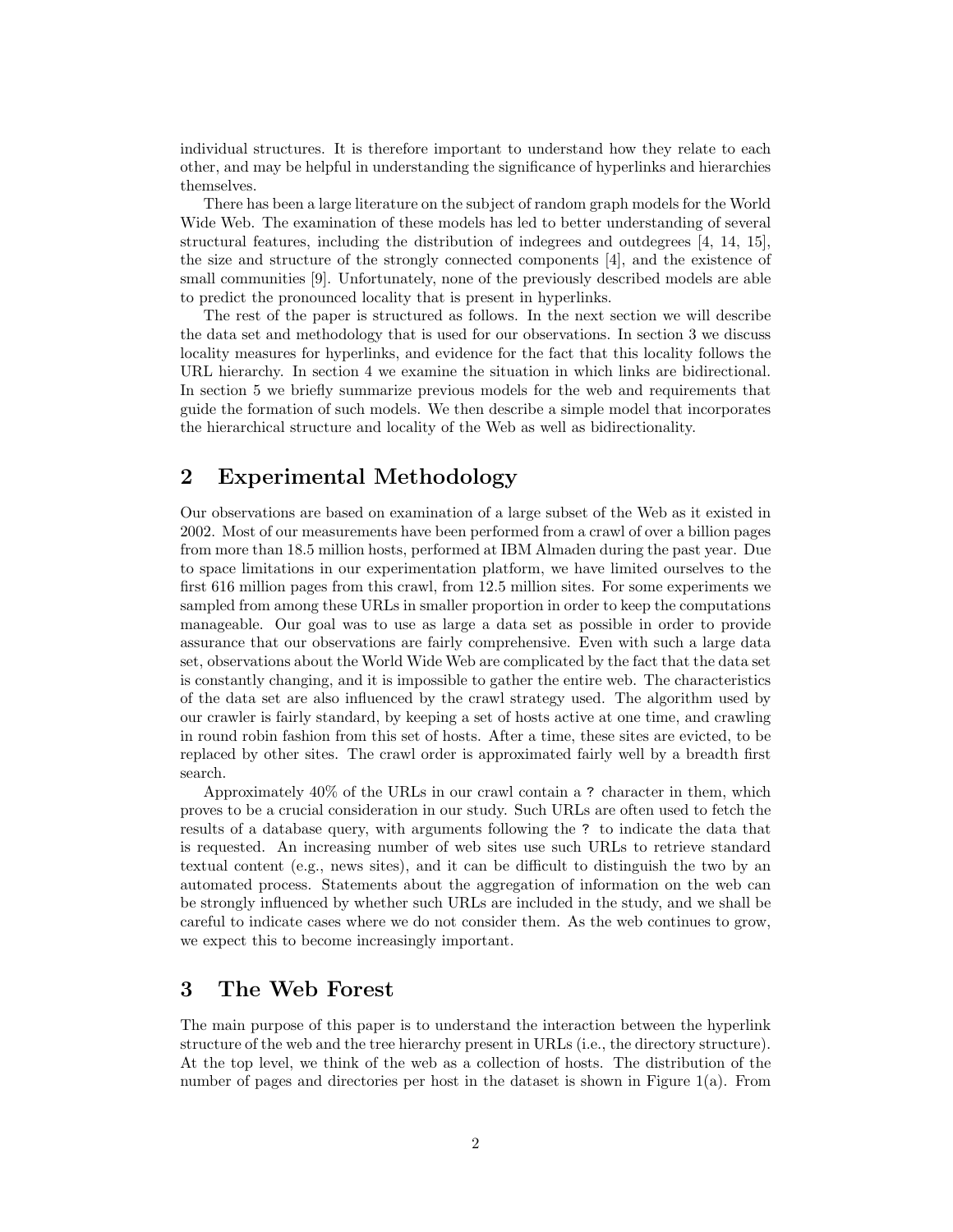individual structures. It is therefore important to understand how they relate to each other, and may be helpful in understanding the significance of hyperlinks and hierarchies themselves.

There has been a large literature on the subject of random graph models for the World Wide Web. The examination of these models has led to better understanding of several structural features, including the distribution of indegrees and outdegrees [4, 14, 15], the size and structure of the strongly connected components [4], and the existence of small communities [9]. Unfortunately, none of the previously described models are able to predict the pronounced locality that is present in hyperlinks.

The rest of the paper is structured as follows. In the next section we will describe the data set and methodology that is used for our observations. In section 3 we discuss locality measures for hyperlinks, and evidence for the fact that this locality follows the URL hierarchy. In section 4 we examine the situation in which links are bidirectional. In section 5 we briefly summarize previous models for the web and requirements that guide the formation of such models. We then describe a simple model that incorporates the hierarchical structure and locality of the Web as well as bidirectionality.

## 2 Experimental Methodology

Our observations are based on examination of a large subset of the Web as it existed in 2002. Most of our measurements have been performed from a crawl of over a billion pages from more than 18.5 million hosts, performed at IBM Almaden during the past year. Due to space limitations in our experimentation platform, we have limited ourselves to the first 616 million pages from this crawl, from 12.5 million sites. For some experiments we sampled from among these URLs in smaller proportion in order to keep the computations manageable. Our goal was to use as large a data set as possible in order to provide assurance that our observations are fairly comprehensive. Even with such a large data set, observations about the World Wide Web are complicated by the fact that the data set is constantly changing, and it is impossible to gather the entire web. The characteristics of the data set are also influenced by the crawl strategy used. The algorithm used by our crawler is fairly standard, by keeping a set of hosts active at one time, and crawling in round robin fashion from this set of hosts. After a time, these sites are evicted, to be replaced by other sites. The crawl order is approximated fairly well by a breadth first search.

Approximately 40% of the URLs in our crawl contain a `?` character in them, which proves to be a crucial consideration in our study. Such URLs are often used to fetch the results of a database query, with arguments following the `?` to indicate the data that is requested. An increasing number of web sites use such URLs to retrieve standard textual content (e.g., news sites), and it can be difficult to distinguish the two by an automated process. Statements about the aggregation of information on the web can be strongly influenced by whether such URLs are included in the study, and we shall be careful to indicate cases where we do not consider them. As the web continues to grow, we expect this to become increasingly important.

## 3 The Web Forest

The main purpose of this paper is to understand the interaction between the hyperlink structure of the web and the tree hierarchy present in URLs (i.e., the directory structure). At the top level, we think of the web as a collection of hosts. The distribution of the number of pages and directories per host in the dataset is shown in Figure 1(a). From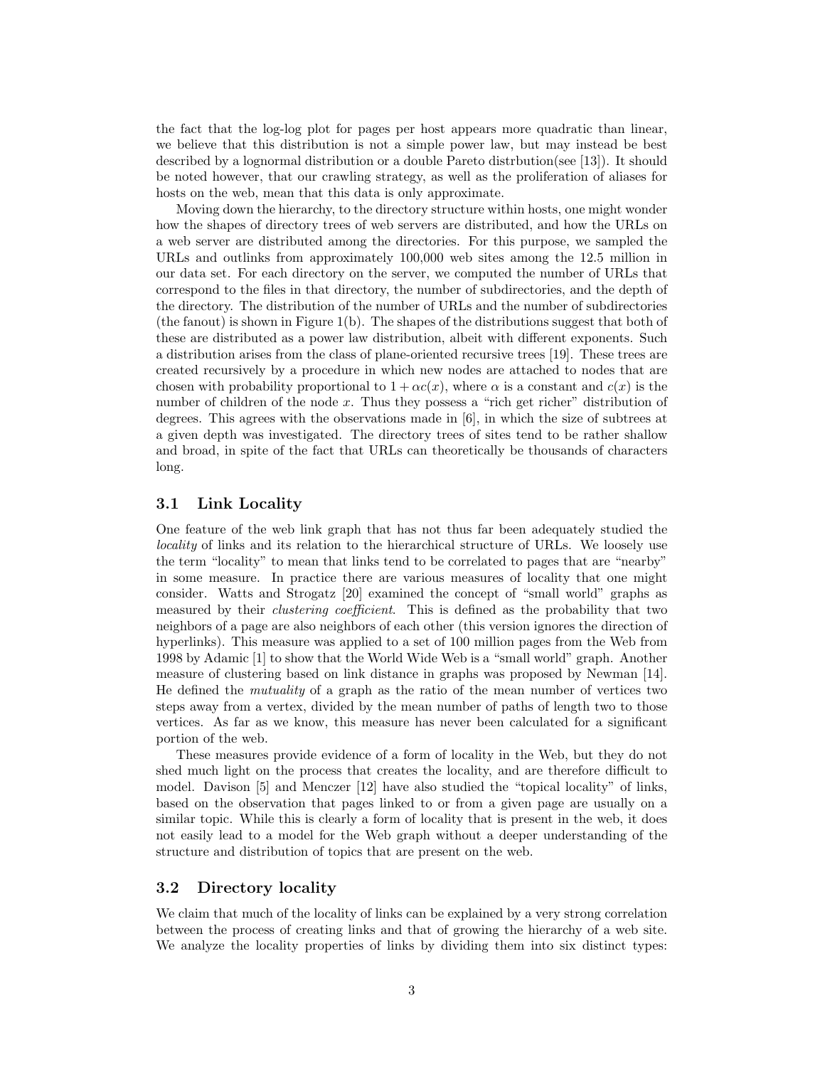the fact that the log-log plot for pages per host appears more quadratic than linear, we believe that this distribution is not a simple power law, but may instead be best described by a lognormal distribution or a double Pareto distrbution(see [13]). It should be noted however, that our crawling strategy, as well as the proliferation of aliases for hosts on the web, mean that this data is only approximate.

Moving down the hierarchy, to the directory structure within hosts, one might wonder how the shapes of directory trees of web servers are distributed, and how the URLs on a web server are distributed among the directories. For this purpose, we sampled the URLs and outlinks from approximately 100,000 web sites among the 12.5 million in our data set. For each directory on the server, we computed the number of URLs that correspond to the files in that directory, the number of subdirectories, and the depth of the directory. The distribution of the number of URLs and the number of subdirectories (the fanout) is shown in Figure 1(b). The shapes of the distributions suggest that both of these are distributed as a power law distribution, albeit with different exponents. Such a distribution arises from the class of plane-oriented recursive trees [19]. These trees are created recursively by a procedure in which new nodes are attached to nodes that are chosen with probability proportional to $1 + \alpha c(x)$, where $\alpha$ is a constant and $c(x)$ is the number of children of the node $x$. Thus they possess a "rich get richer" distribution of degrees. This agrees with the observations made in [6], in which the size of subtrees at a given depth was investigated. The directory trees of sites tend to be rather shallow and broad, in spite of the fact that URLs can theoretically be thousands of characters long.

### 3.1 Link Locality

One feature of the web link graph that has not thus far been adequately studied the *locality* of links and its relation to the hierarchical structure of URLs. We loosely use the term "locality" to mean that links tend to be correlated to pages that are "nearby" in some measure. In practice there are various measures of locality that one might consider. Watts and Strogatz [20] examined the concept of "small world" graphs as measured by their *clustering coefficient*. This is defined as the probability that two neighbors of a page are also neighbors of each other (this version ignores the direction of hyperlinks). This measure was applied to a set of 100 million pages from the Web from 1998 by Adamic [1] to show that the World Wide Web is a "small world" graph. Another measure of clustering based on link distance in graphs was proposed by Newman [14]. He defined the *mutuality* of a graph as the ratio of the mean number of vertices two steps away from a vertex, divided by the mean number of paths of length two to those vertices. As far as we know, this measure has never been calculated for a significant portion of the web.

These measures provide evidence of a form of locality in the Web, but they do not shed much light on the process that creates the locality, and are therefore difficult to model. Davison [5] and Menczer [12] have also studied the "topical locality" of links, based on the observation that pages linked to or from a given page are usually on a similar topic. While this is clearly a form of locality that is present in the web, it does not easily lead to a model for the Web graph without a deeper understanding of the structure and distribution of topics that are present on the web.

### 3.2 Directory locality

We claim that much of the locality of links can be explained by a very strong correlation between the process of creating links and that of growing the hierarchy of a web site. We analyze the locality properties of links by dividing them into six distinct types: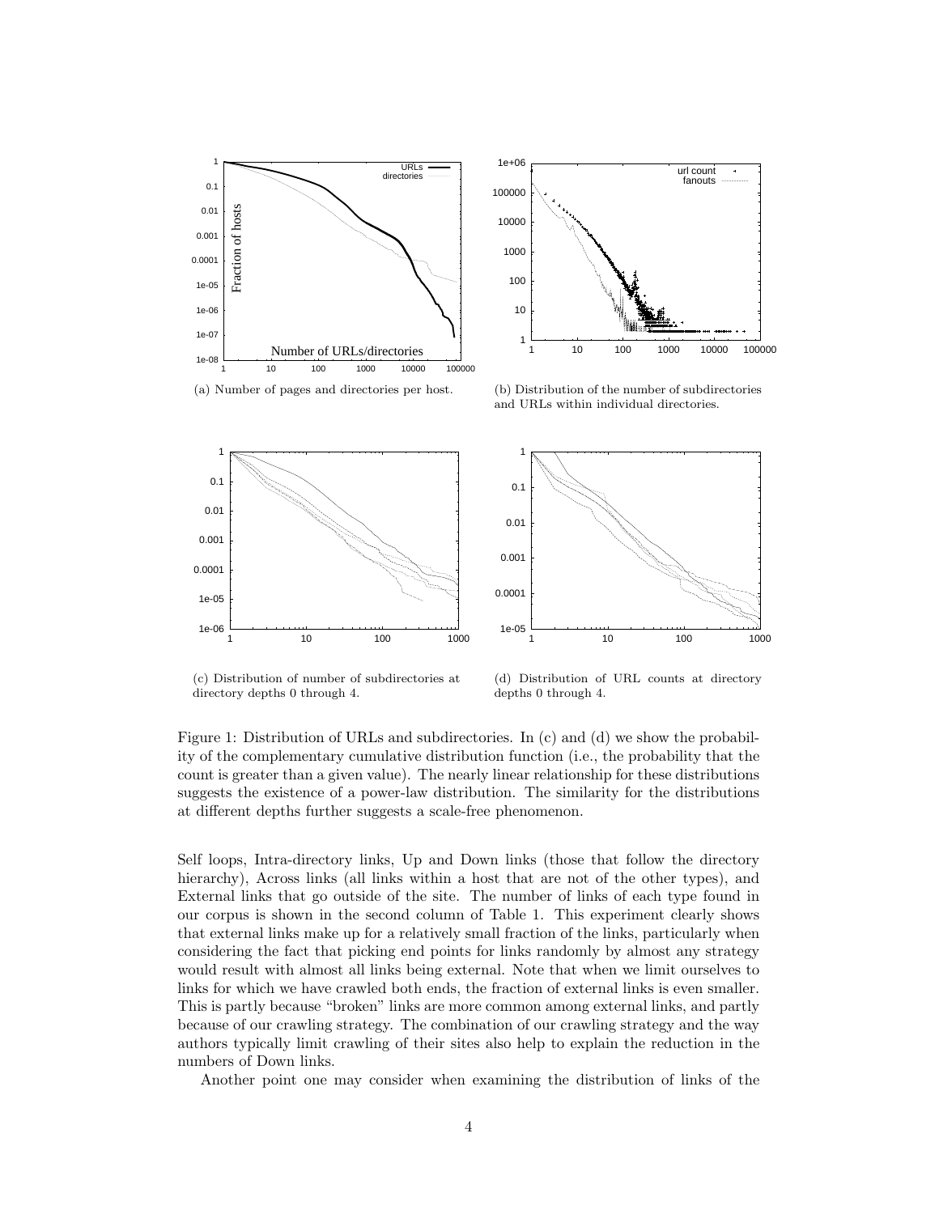(a) Number of pages and directories per host.

(b) Distribution of the number of subdirectories and URLs within individual directories.

(c) Distribution of number of subdirectories at directory depths 0 through 4.

(d) Distribution of URL counts at directory depths 0 through 4.

Figure 1: Distribution of URLs and subdirectories. In (c) and (d) we show the probability of the complementary cumulative distribution function (i.e., the probability that the count is greater than a given value). The nearly linear relationship for these distributions suggests the existence of a power-law distribution. The similarity for the distributions at different depths further suggests a scale-free phenomenon.

Self loops, Intra-directory links, Up and Down links (those that follow the directory hierarchy), Across links (all links within a host that are not of the other types), and External links that go outside of the site. The number of links of each type found in our corpus is shown in the second column of Table 1. This experiment clearly shows that external links make up for a relatively small fraction of the links, particularly when considering the fact that picking end points for links randomly by almost any strategy would result with almost all links being external. Note that when we limit ourselves to links for which we have crawled both ends, the fraction of external links is even smaller. This is partly because "broken" links are more common among external links, and partly because of our crawling strategy. The combination of our crawling strategy and the way authors typically limit crawling of their sites also help to explain the reduction in the numbers of Down links.

Another point one may consider when examining the distribution of links of the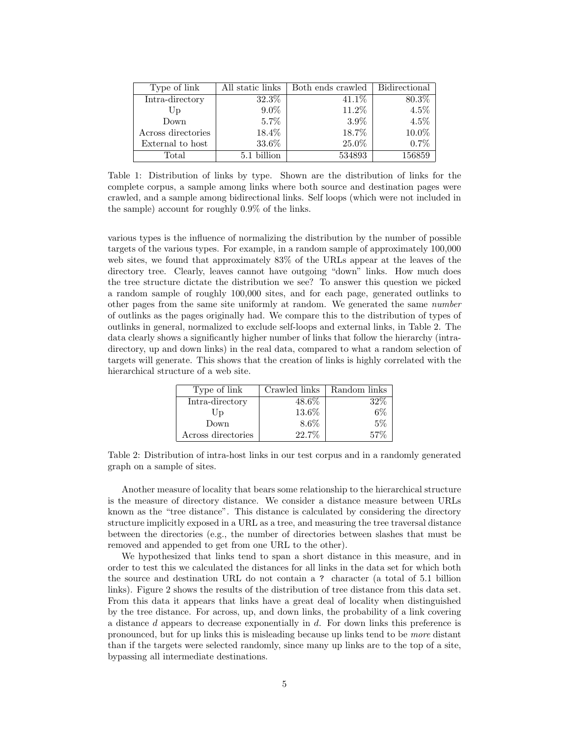| Type of link | All static links | Both ends crawled | Bidirectional |
|---|---|---|---|
| Intra-directory | 32.3% | 41.1% | 80.3% |
| Up | 9.0% | 11.2% | 4.5% |
| Down | 5.7% | 3.9% | 4.5% |
| Across directories | 18.4% | 18.7% | 10.0% |
| External to host | 33.6% | 25.0% | 0.7% |
| Total | 5.1 billion | 534893 | 156859 |

Table 1: Distribution of links by type. Shown are the distribution of links for the complete corpus, a sample among links where both source and destination pages were crawled, and a sample among bidirectional links. Self loops (which were not included in the sample) account for roughly 0.9% of the links.

various types is the influence of normalizing the distribution by the number of possible targets of the various types. For example, in a random sample of approximately 100,000 web sites, we found that approximately 83% of the URLs appear at the leaves of the directory tree. Clearly, leaves cannot have outgoing "down" links. How much does the tree structure dictate the distribution we see? To answer this question we picked a random sample of roughly 100,000 sites, and for each page, generated outlinks to other pages from the same site uniformly at random. We generated the same *number* of outlinks as the pages originally had. We compare this to the distribution of types of outlinks in general, normalized to exclude self-loops and external links, in Table 2. The data clearly shows a significantly higher number of links that follow the hierarchy (intra-directory, up and down links) in the real data, compared to what a random selection of targets will generate. This shows that the creation of links is highly correlated with the hierarchical structure of a web site.

| Type of link | Crawled links | Random links |
|---|---|---|
| Intra-directory | 48.6% | 32% |
| Up | 13.6% | 6% |
| Down | 8.6% | 5% |
| Across directories | 22.7% | 57% |

Table 2: Distribution of intra-host links in our test corpus and in a randomly generated graph on a sample of sites.

Another measure of locality that bears some relationship to the hierarchical structure is the measure of directory distance. We consider a distance measure between URLs known as the "tree distance". This distance is calculated by considering the directory structure implicitly exposed in a URL as a tree, and measuring the tree traversal distance between the directories (e.g., the number of directories between slashes that must be removed and appended to get from one URL to the other).

We hypothesized that links tend to span a short distance in this measure, and in order to test this we calculated the distances for all links in the data set for which both the source and destination URL do not contain a `?` character (a total of 5.1 billion links). Figure 2 shows the results of the distribution of tree distance from this data set. From this data it appears that links have a great deal of locality when distinguished by the tree distance. For across, up, and down links, the probability of a link covering a distance $d$ appears to decrease exponentially in $d$. For down links this preference is pronounced, but for up links this is misleading because up links tend to be *more* distant than if the targets were selected randomly, since many up links are to the top of a site, bypassing all intermediate destinations.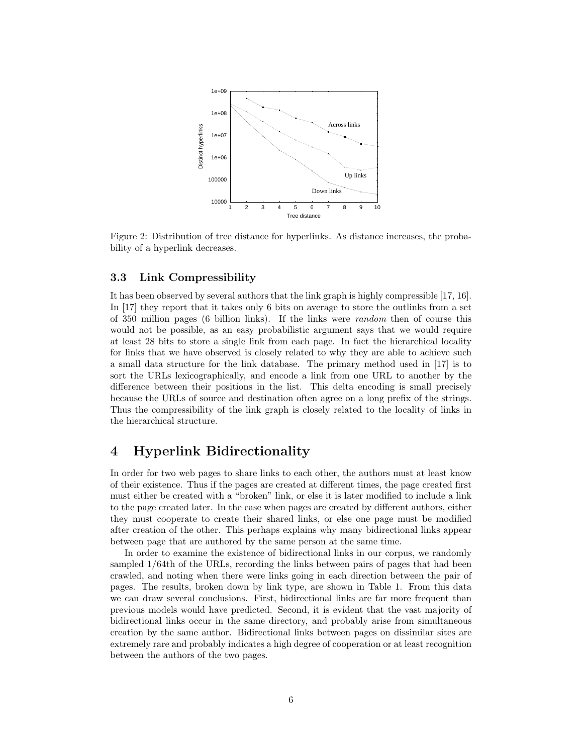Figure 2: Distribution of tree distance for hyperlinks. As distance increases, the probability of a hyperlink decreases.

### 3.3 Link Compressibility

It has been observed by several authors that the link graph is highly compressible [17, 16]. In [17] they report that it takes only 6 bits on average to store the outlinks from a set of 350 million pages (6 billion links). If the links were *random* then of course this would not be possible, as an easy probabilistic argument says that we would require at least 28 bits to store a single link from each page. In fact the hierarchical locality for links that we have observed is closely related to why they are able to achieve such a small data structure for the link database. The primary method used in [17] is to sort the URLs lexicographically, and encode a link from one URL to another by the difference between their positions in the list. This delta encoding is small precisely because the URLs of source and destination often agree on a long prefix of the strings. Thus the compressibility of the link graph is closely related to the locality of links in the hierarchical structure.

# 4 Hyperlink Bidirectionality

In order for two web pages to share links to each other, the authors must at least know of their existence. Thus if the pages are created at different times, the page created first must either be created with a "broken" link, or else it is later modified to include a link to the page created later. In the case when pages are created by different authors, either they must cooperate to create their shared links, or else one page must be modified after creation of the other. This perhaps explains why many bidirectional links appear between page that are authored by the same person at the same time.

In order to examine the existence of bidirectional links in our corpus, we randomly sampled 1/64th of the URLs, recording the links between pairs of pages that had been crawled, and noting when there were links going in each direction between the pair of pages. The results, broken down by link type, are shown in Table 1. From this data we can draw several conclusions. First, bidirectional links are far more frequent than previous models would have predicted. Second, it is evident that the vast majority of bidirectional links occur in the same directory, and probably arise from simultaneous creation by the same author. Bidirectional links between pages on dissimilar sites are extremely rare and probably indicates a high degree of cooperation or at least recognition between the authors of the two pages.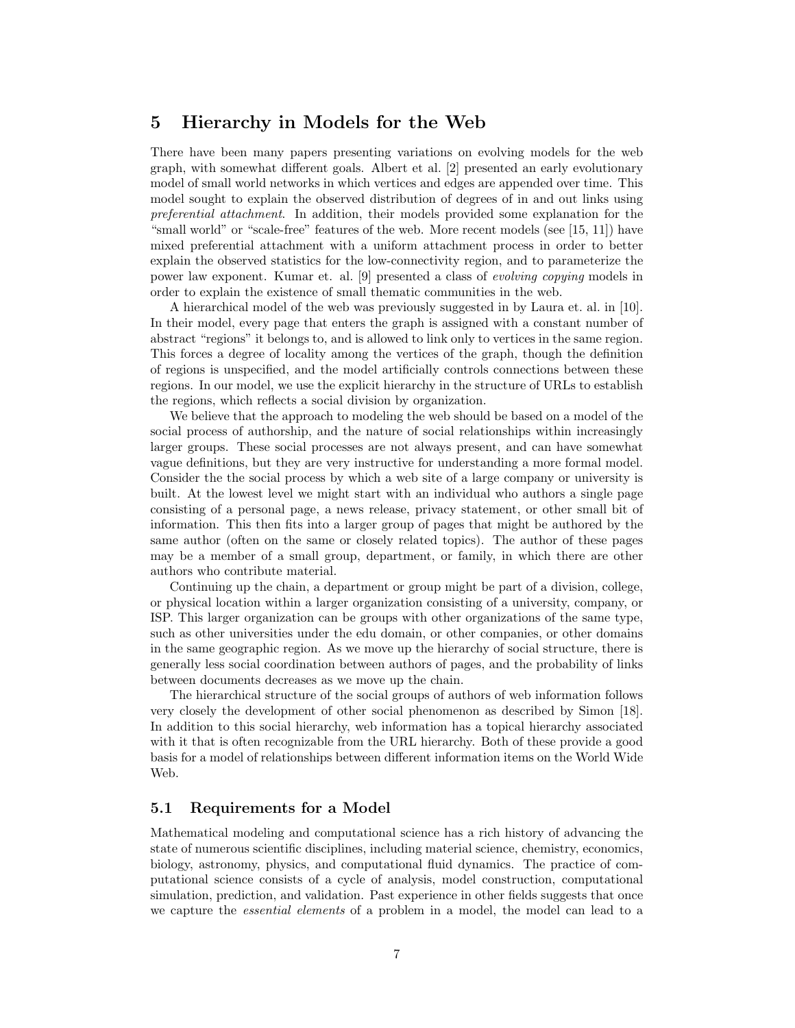# 5 Hierarchy in Models for the Web

There have been many papers presenting variations on evolving models for the web graph, with somewhat different goals. Albert et al. [2] presented an early evolutionary model of small world networks in which vertices and edges are appended over time. This model sought to explain the observed distribution of degrees of in and out links using *preferential attachment*. In addition, their models provided some explanation for the "small world" or "scale-free" features of the web. More recent models (see [15, 11]) have mixed preferential attachment with a uniform attachment process in order to better explain the observed statistics for the low-connectivity region, and to parameterize the power law exponent. Kumar et. al. [9] presented a class of *evolving copying* models in order to explain the existence of small thematic communities in the web.

A hierarchical model of the web was previously suggested in by Laura et. al. in [10]. In their model, every page that enters the graph is assigned with a constant number of abstract "regions" it belongs to, and is allowed to link only to vertices in the same region. This forces a degree of locality among the vertices of the graph, though the definition of regions is unspecified, and the model artificially controls connections between these regions. In our model, we use the explicit hierarchy in the structure of URLs to establish the regions, which reflects a social division by organization.

We believe that the approach to modeling the web should be based on a model of the social process of authorship, and the nature of social relationships within increasingly larger groups. These social processes are not always present, and can have somewhat vague definitions, but they are very instructive for understanding a more formal model. Consider the the social process by which a web site of a large company or university is built. At the lowest level we might start with an individual who authors a single page consisting of a personal page, a news release, privacy statement, or other small bit of information. This then fits into a larger group of pages that might be authored by the same author (often on the same or closely related topics). The author of these pages may be a member of a small group, department, or family, in which there are other authors who contribute material.

Continuing up the chain, a department or group might be part of a division, college, or physical location within a larger organization consisting of a university, company, or ISP. This larger organization can be groups with other organizations of the same type, such as other universities under the edu domain, or other companies, or other domains in the same geographic region. As we move up the hierarchy of social structure, there is generally less social coordination between authors of pages, and the probability of links between documents decreases as we move up the chain.

The hierarchical structure of the social groups of authors of web information follows very closely the development of other social phenomenon as described by Simon [18]. In addition to this social hierarchy, web information has a topical hierarchy associated with it that is often recognizable from the URL hierarchy. Both of these provide a good basis for a model of relationships between different information items on the World Wide Web.

## 5.1 Requirements for a Model

Mathematical modeling and computational science has a rich history of advancing the state of numerous scientific disciplines, including material science, chemistry, economics, biology, astronomy, physics, and computational fluid dynamics. The practice of computational science consists of a cycle of analysis, model construction, computational simulation, prediction, and validation. Past experience in other fields suggests that once we capture the *essential elements* of a problem in a model, the model can lead to a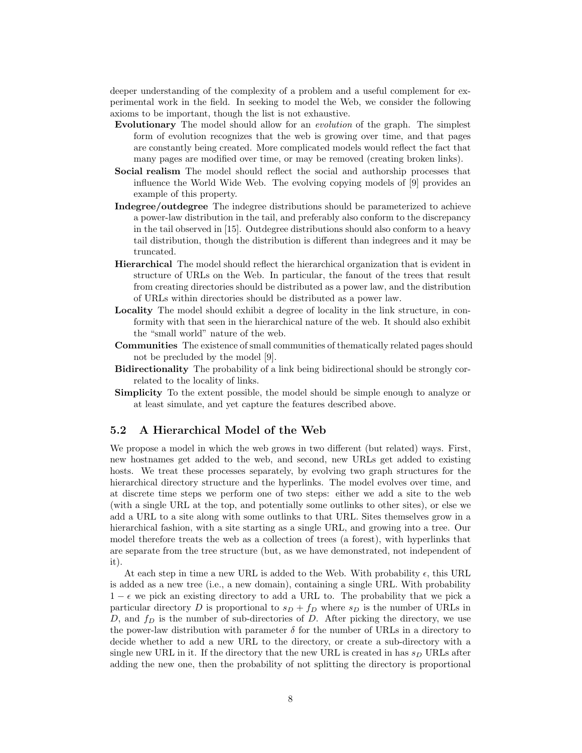deeper understanding of the complexity of a problem and a useful complement for experimental work in the field. In seeking to model the Web, we consider the following axioms to be important, though the list is not exhaustive.

**Evolutionary** The model should allow for an *evolution* of the graph. The simplest form of evolution recognizes that the web is growing over time, and that pages are constantly being created. More complicated models would reflect the fact that many pages are modified over time, or may be removed (creating broken links).

**Social realism** The model should reflect the social and authorship processes that influence the World Wide Web. The evolving copying models of [9] provides an example of this property.

**Indegree/outdegree** The indegree distributions should be parameterized to achieve a power-law distribution in the tail, and preferably also conform to the discrepancy in the tail observed in [15]. Outdegree distributions should also conform to a heavy tail distribution, though the distribution is different than indegrees and it may be truncated.

**Hierarchical** The model should reflect the hierarchical organization that is evident in structure of URLs on the Web. In particular, the fanout of the trees that result from creating directories should be distributed as a power law, and the distribution of URLs within directories should be distributed as a power law.

**Locality** The model should exhibit a degree of locality in the link structure, in conformity with that seen in the hierarchical nature of the web. It should also exhibit the "small world" nature of the web.

**Communities** The existence of small communities of thematically related pages should not be precluded by the model [9].

**Bidirectionality** The probability of a link being bidirectional should be strongly correlated to the locality of links.

**Simplicity** To the extent possible, the model should be simple enough to analyze or at least simulate, and yet capture the features described above.

## 5.2 A Hierarchical Model of the Web

We propose a model in which the web grows in two different (but related) ways. First, new hostnames get added to the web, and second, new URLs get added to existing hosts. We treat these processes separately, by evolving two graph structures for the hierarchical directory structure and the hyperlinks. The model evolves over time, and at discrete time steps we perform one of two steps: either we add a site to the web (with a single URL at the top, and potentially some outlinks to other sites), or else we add a URL to a site along with some outlinks to that URL. Sites themselves grow in a hierarchical fashion, with a site starting as a single URL, and growing into a tree. Our model therefore treats the web as a collection of trees (a forest), with hyperlinks that are separate from the tree structure (but, as we have demonstrated, not independent of it).

At each step in time a new URL is added to the Web. With probability $\epsilon$, this URL is added as a new tree (i.e., a new domain), containing a single URL. With probability $1 - \epsilon$ we pick an existing directory to add a URL to. The probability that we pick a particular directory $D$ is proportional to $s_D + f_D$ where $s_D$ is the number of URLs in $D$, and $f_D$ is the number of sub-directories of $D$. After picking the directory, we use the power-law distribution with parameter $\delta$ for the number of URLs in a directory to decide whether to add a new URL to the directory, or create a sub-directory with a single new URL in it. If the directory that the new URL is created in has $s_D$ URLs after adding the new one, then the probability of not splitting the directory is proportional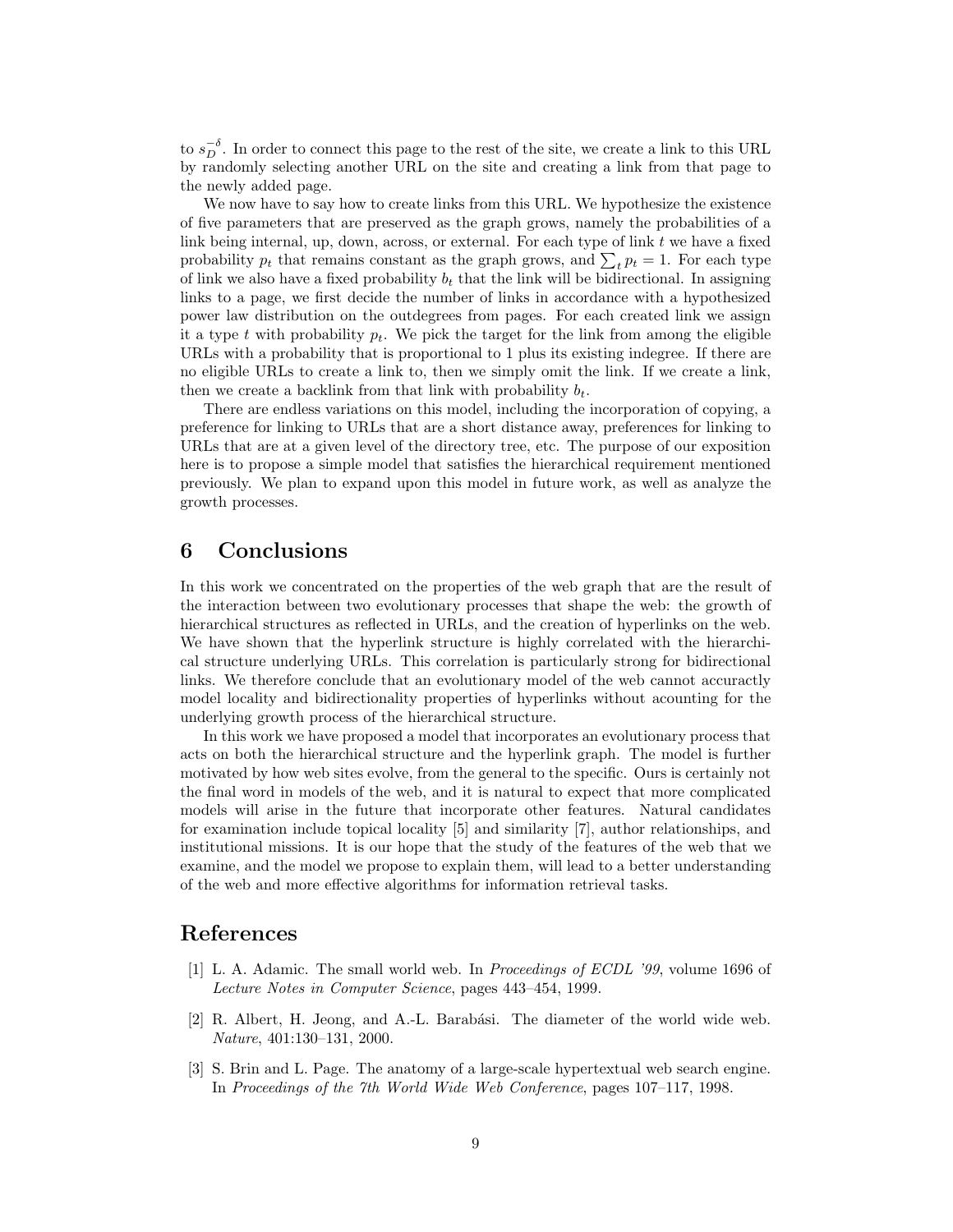to $s_D^{-\delta}$. In order to connect this page to the rest of the site, we create a link to this URL by randomly selecting another URL on the site and creating a link from that page to the newly added page.

We now have to say how to create links from this URL. We hypothesize the existence of five parameters that are preserved as the graph grows, namely the probabilities of a link being internal, up, down, across, or external. For each type of link $t$ we have a fixed probability $p_t$ that remains constant as the graph grows, and $\sum_t p_t = 1$. For each type of link we also have a fixed probability $b_t$ that the link will be bidirectional. In assigning links to a page, we first decide the number of links in accordance with a hypothesized power law distribution on the outdegrees from pages. For each created link we assign it a type $t$ with probability $p_t$. We pick the target for the link from among the eligible URLs with a probability that is proportional to 1 plus its existing indegree. If there are no eligible URLs to create a link to, then we simply omit the link. If we create a link, then we create a backlink from that link with probability $b_t$.

There are endless variations on this model, including the incorporation of copying, a preference for linking to URLs that are a short distance away, preferences for linking to URLs that are at a given level of the directory tree, etc. The purpose of our exposition here is to propose a simple model that satisfies the hierarchical requirement mentioned previously. We plan to expand upon this model in future work, as well as analyze the growth processes.

# 6 Conclusions

In this work we concentrated on the properties of the web graph that are the result of the interaction between two evolutionary processes that shape the web: the growth of hierarchical structures as reflected in URLs, and the creation of hyperlinks on the web. We have shown that the hyperlink structure is highly correlated with the hierarchical structure underlying URLs. This correlation is particularly strong for bidirectional links. We therefore conclude that an evolutionary model of the web cannot accuractly model locality and bidirectionality properties of hyperlinks without acounting for the underlying growth process of the hierarchical structure.

In this work we have proposed a model that incorporates an evolutionary process that acts on both the hierarchical structure and the hyperlink graph. The model is further motivated by how web sites evolve, from the general to the specific. Ours is certainly not the final word in models of the web, and it is natural to expect that more complicated models will arise in the future that incorporate other features. Natural candidates for examination include topical locality [5] and similarity [7], author relationships, and institutional missions. It is our hope that the study of the features of the web that we examine, and the model we propose to explain them, will lead to a better understanding of the web and more effective algorithms for information retrieval tasks.

# References

[1] L. A. Adamic. The small world web. In *Proceedings of ECDL '99*, volume 1696 of *Lecture Notes in Computer Science*, pages 443–454, 1999.

[2] R. Albert, H. Jeong, and A.-L. Barabási. The diameter of the world wide web. *Nature*, 401:130–131, 2000.

[3] S. Brin and L. Page. The anatomy of a large-scale hypertextual web search engine. In *Proceedings of the 7th World Wide Web Conference*, pages 107–117, 1998.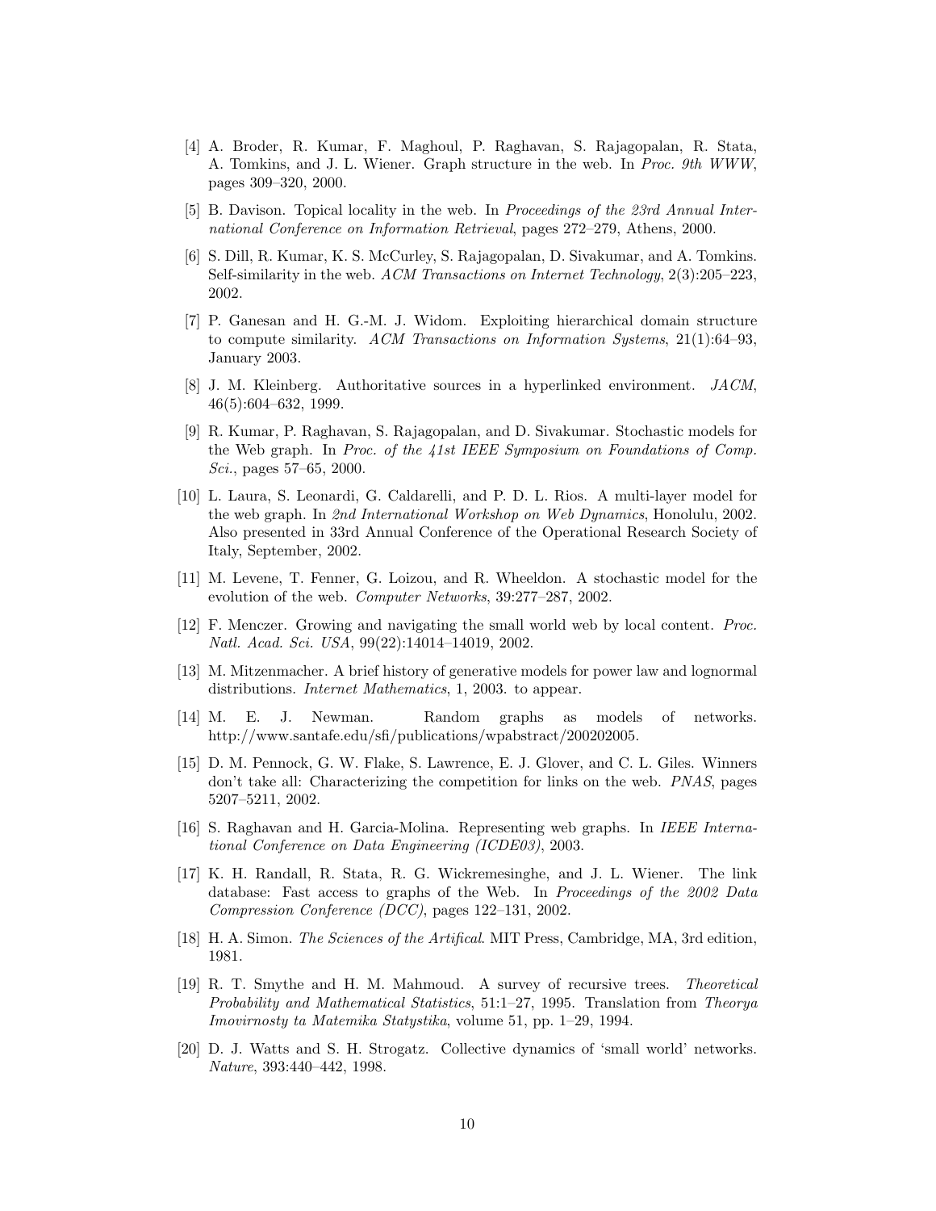[4] A. Broder, R. Kumar, F. Maghoul, P. Raghavan, S. Rajagopalan, R. Stata, A. Tomkins, and J. L. Wiener. Graph structure in the web. In *Proc. 9th WWW*, pages 309–320, 2000.

[5] B. Davison. Topical locality in the web. In *Proceedings of the 23rd Annual International Conference on Information Retrieval*, pages 272–279, Athens, 2000.

[6] S. Dill, R. Kumar, K. S. McCurley, S. Rajagopalan, D. Sivakumar, and A. Tomkins. Self-similarity in the web. *ACM Transactions on Internet Technology*, 2(3):205–223, 2002.

[7] P. Ganesan and H. G.-M. J. Widom. Exploiting hierarchical domain structure to compute similarity. *ACM Transactions on Information Systems*, 21(1):64–93, January 2003.

[8] J. M. Kleinberg. Authoritative sources in a hyperlinked environment. *JACM*, 46(5):604–632, 1999.

[9] R. Kumar, P. Raghavan, S. Rajagopalan, and D. Sivakumar. Stochastic models for the Web graph. In *Proc. of the 41st IEEE Symposium on Foundations of Comp. Sci.*, pages 57–65, 2000.

[10] L. Laura, S. Leonardi, G. Caldarelli, and P. D. L. Rios. A multi-layer model for the web graph. In *2nd International Workshop on Web Dynamics*, Honolulu, 2002. Also presented in 33rd Annual Conference of the Operational Research Society of Italy, September, 2002.

[11] M. Levene, T. Fenner, G. Loizou, and R. Wheeldon. A stochastic model for the evolution of the web. *Computer Networks*, 39:277–287, 2002.

[12] F. Menczer. Growing and navigating the small world web by local content. *Proc. Natl. Acad. Sci. USA*, 99(22):14014–14019, 2002.

[13] M. Mitzenmacher. A brief history of generative models for power law and lognormal distributions. *Internet Mathematics*, 1, 2003. to appear.

[14] M. E. J. Newman. Random graphs as models of networks. http://www.santafe.edu/sfi/publications/wpabstract/200202005.

[15] D. M. Pennock, G. W. Flake, S. Lawrence, E. J. Glover, and C. L. Giles. Winners don't take all: Characterizing the competition for links on the web. *PNAS*, pages 5207–5211, 2002.

[16] S. Raghavan and H. Garcia-Molina. Representing web graphs. In *IEEE International Conference on Data Engineering (ICDE03)*, 2003.

[17] K. H. Randall, R. Stata, R. G. Wickremesinghe, and J. L. Wiener. The link database: Fast access to graphs of the Web. In *Proceedings of the 2002 Data Compression Conference (DCC)*, pages 122–131, 2002.

[18] H. A. Simon. *The Sciences of the Artifical*. MIT Press, Cambridge, MA, 3rd edition, 1981.

[19] R. T. Smythe and H. M. Mahmoud. A survey of recursive trees. *Theoretical Probability and Mathematical Statistics*, 51:1–27, 1995. Translation from *Theorya Imovirnosty ta Matemika Statystika*, volume 51, pp. 1–29, 1994.

[20] D. J. Watts and S. H. Strogatz. Collective dynamics of 'small world' networks. *Nature*, 393:440–442, 1998.